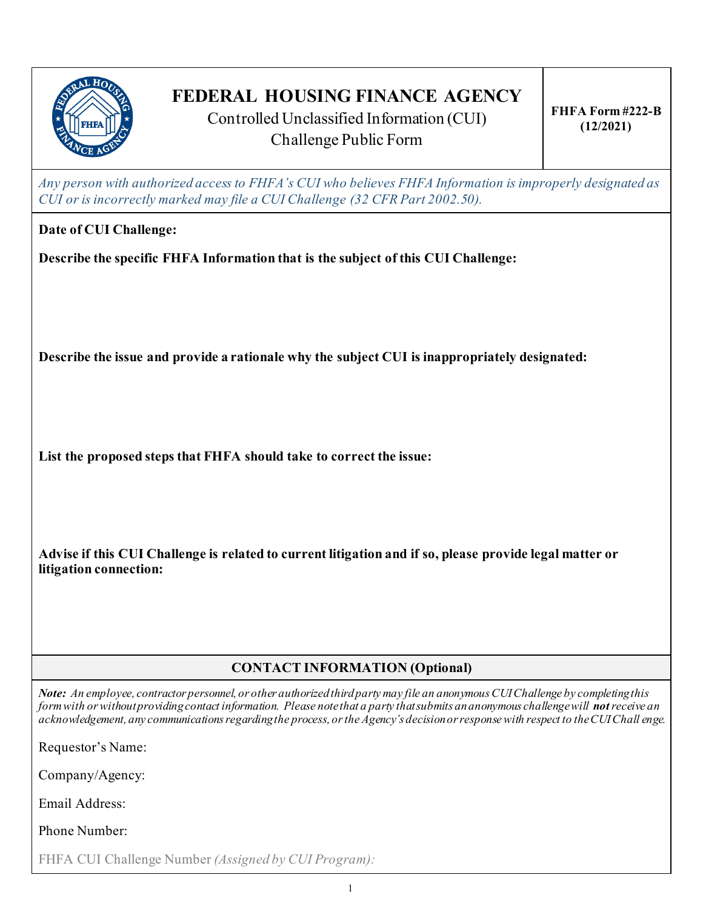# FEDERAL HOUSING FINANCE AGENCY

Controlled Unclassified Information (CUI)
Challenge Public Form

**FHFA Form #222-B (12/2021)**

*Any person with authorized access to FHFA's CUI who believes FHFA Information is improperly designated as CUI or is incorrectly marked may file a CUI Challenge (32 CFR Part 2002.50).*

**Date of CUI Challenge:**

**Describe the specific FHFA Information that is the subject of this CUI Challenge:**

**Describe the issue and provide a rationale why the subject CUI is inappropriately designated:**

**List the proposed steps that FHFA should take to correct the issue:**

**Advise if this CUI Challenge is related to current litigation and if so, please provide legal matter or litigation connection:**

## CONTACT INFORMATION (Optional)

***Note:*** *An employee, contractor personnel, or other authorized third party may file an anonymous CUI Challenge by completing this form with or without providing contact information. Please note that a party that submits an anonymous challenge will **not** receive an acknowledgement, any communications regarding the process, or the Agency's decision or response with respect to the CUI Challenge.*

Requestor's Name:

Company/Agency:

Email Address:

Phone Number:

FHFA CUI Challenge Number *(Assigned by CUI Program):*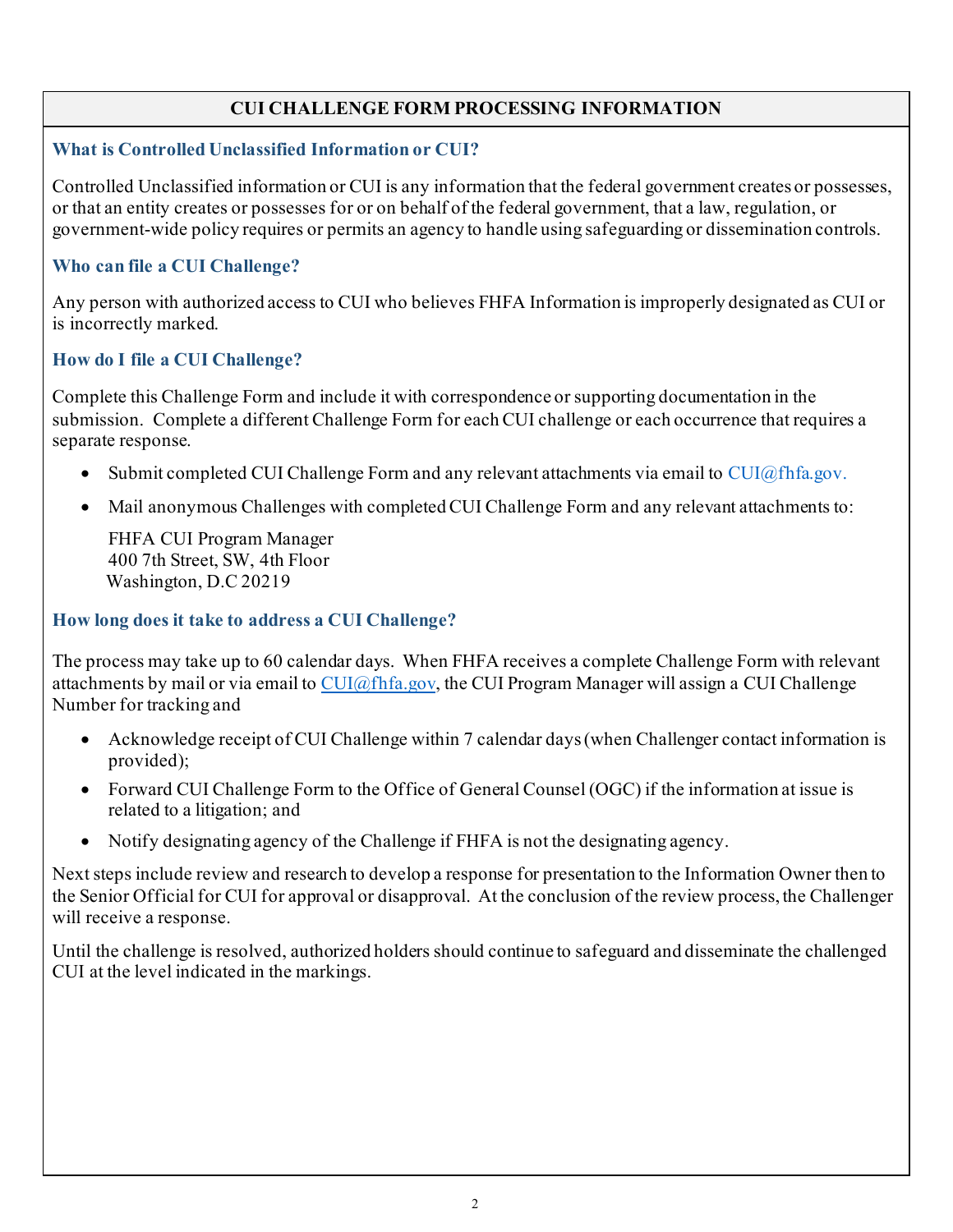## CUI CHALLENGE FORM PROCESSING INFORMATION

### What is Controlled Unclassified Information or CUI?

Controlled Unclassified information or CUI is any information that the federal government creates or possesses, or that an entity creates or possesses for or on behalf of the federal government, that a law, regulation, or government-wide policy requires or permits an agency to handle using safeguarding or dissemination controls.

### Who can file a CUI Challenge?

Any person with authorized access to CUI who believes FHFA Information is improperly designated as CUI or is incorrectly marked.

### How do I file a CUI Challenge?

Complete this Challenge Form and include it with correspondence or supporting documentation in the submission. Complete a different Challenge Form for each CUI challenge or each occurrence that requires a separate response.

- Submit completed CUI Challenge Form and any relevant attachments via email to CUI@fhfa.gov.
- Mail anonymous Challenges with completed CUI Challenge Form and any relevant attachments to:

  FHFA CUI Program Manager
  400 7th Street, SW, 4th Floor
  Washington, D.C 20219

### How long does it take to address a CUI Challenge?

The process may take up to 60 calendar days. When FHFA receives a complete Challenge Form with relevant attachments by mail or via email to CUI@fhfa.gov, the CUI Program Manager will assign a CUI Challenge Number for tracking and

- Acknowledge receipt of CUI Challenge within 7 calendar days (when Challenger contact information is provided);
- Forward CUI Challenge Form to the Office of General Counsel (OGC) if the information at issue is related to a litigation; and
- Notify designating agency of the Challenge if FHFA is not the designating agency.

Next steps include review and research to develop a response for presentation to the Information Owner then to the Senior Official for CUI for approval or disapproval. At the conclusion of the review process, the Challenger will receive a response.

Until the challenge is resolved, authorized holders should continue to safeguard and disseminate the challenged CUI at the level indicated in the markings.